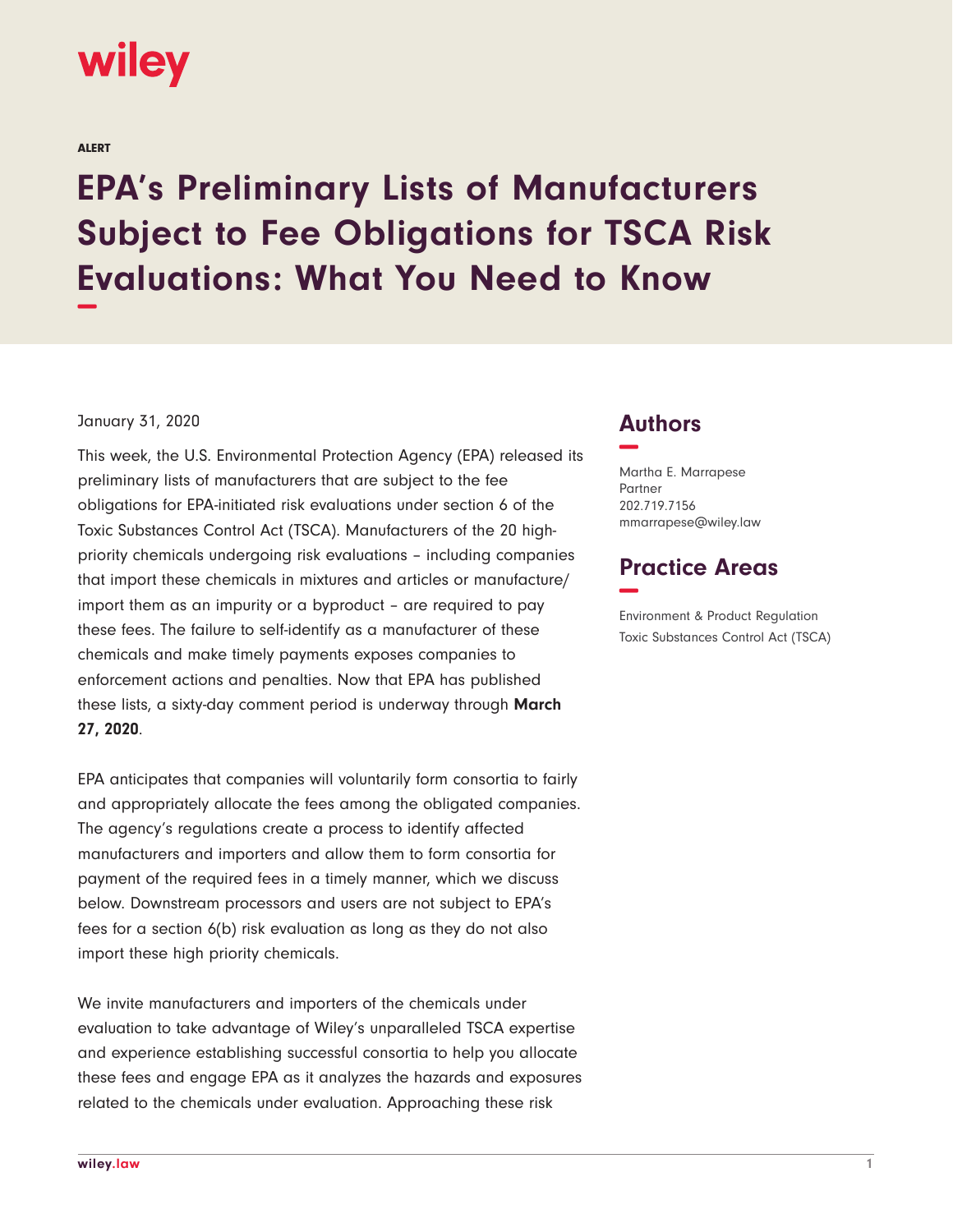wiley

ALERT

# EPA's Preliminary Lists of Manufacturers Subject to Fee Obligations for TSCA Risk Evaluations: What You Need to Know

January 31, 2020

This week, the U.S. Environmental Protection Agency (EPA) released its preliminary lists of manufacturers that are subject to the fee obligations for EPA-initiated risk evaluations under section 6 of the Toxic Substances Control Act (TSCA). Manufacturers of the 20 high-priority chemicals undergoing risk evaluations – including companies that import these chemicals in mixtures and articles or manufacture/import them as an impurity or a byproduct – are required to pay these fees. The failure to self-identify as a manufacturer of these chemicals and make timely payments exposes companies to enforcement actions and penalties. Now that EPA has published these lists, a sixty-day comment period is underway through **March 27, 2020**.

EPA anticipates that companies will voluntarily form consortia to fairly and appropriately allocate the fees among the obligated companies. The agency's regulations create a process to identify affected manufacturers and importers and allow them to form consortia for payment of the required fees in a timely manner, which we discuss below. Downstream processors and users are not subject to EPA's fees for a section 6(b) risk evaluation as long as they do not also import these high priority chemicals.

We invite manufacturers and importers of the chemicals under evaluation to take advantage of Wiley's unparalleled TSCA expertise and experience establishing successful consortia to help you allocate these fees and engage EPA as it analyzes the hazards and exposures related to the chemicals under evaluation. Approaching these risk

## Authors

Martha E. Marrapese
Partner
202.719.7156
mmarrapese@wiley.law

## Practice Areas

Environment & Product Regulation
Toxic Substances Control Act (TSCA)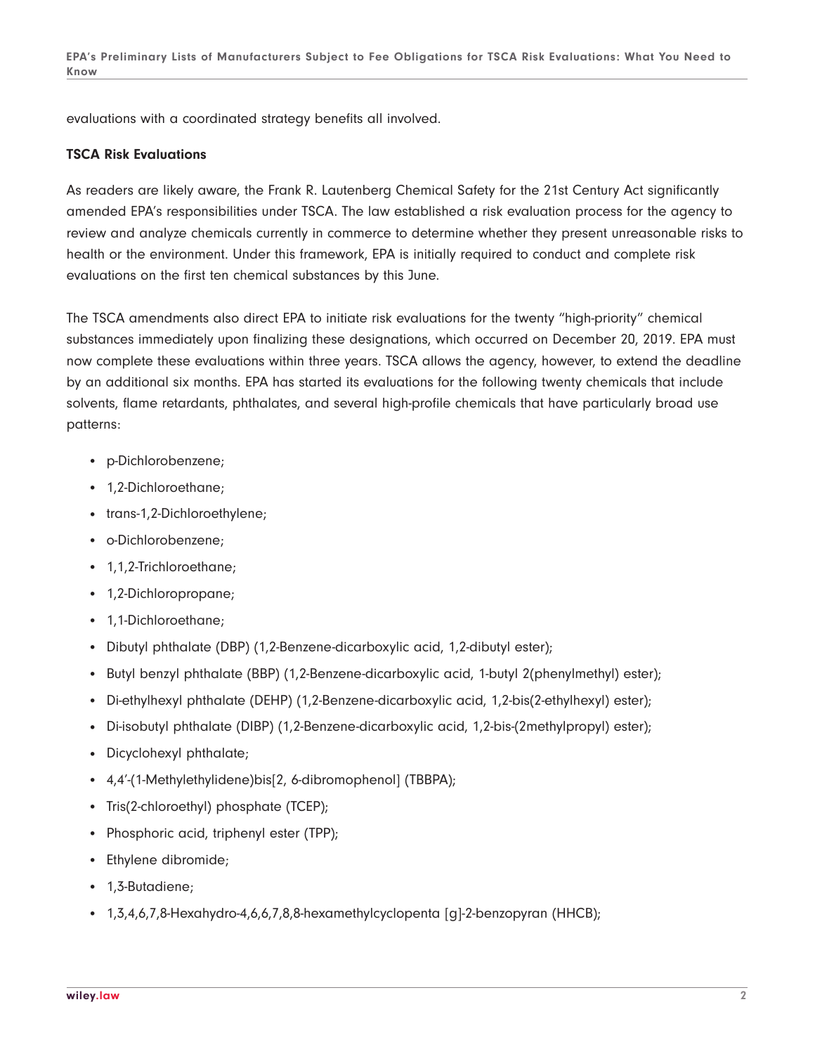evaluations with a coordinated strategy benefits all involved.

**TSCA Risk Evaluations**

As readers are likely aware, the Frank R. Lautenberg Chemical Safety for the 21st Century Act significantly amended EPA's responsibilities under TSCA. The law established a risk evaluation process for the agency to review and analyze chemicals currently in commerce to determine whether they present unreasonable risks to health or the environment. Under this framework, EPA is initially required to conduct and complete risk evaluations on the first ten chemical substances by this June.

The TSCA amendments also direct EPA to initiate risk evaluations for the twenty "high-priority" chemical substances immediately upon finalizing these designations, which occurred on December 20, 2019. EPA must now complete these evaluations within three years. TSCA allows the agency, however, to extend the deadline by an additional six months. EPA has started its evaluations for the following twenty chemicals that include solvents, flame retardants, phthalates, and several high-profile chemicals that have particularly broad use patterns:

- p-Dichlorobenzene;
- 1,2-Dichloroethane;
- trans-1,2-Dichloroethylene;
- o-Dichlorobenzene;
- 1,1,2-Trichloroethane;
- 1,2-Dichloropropane;
- 1,1-Dichloroethane;
- Dibutyl phthalate (DBP) (1,2-Benzene-dicarboxylic acid, 1,2-dibutyl ester);
- Butyl benzyl phthalate (BBP) (1,2-Benzene-dicarboxylic acid, 1-butyl 2(phenylmethyl) ester);
- Di-ethylhexyl phthalate (DEHP) (1,2-Benzene-dicarboxylic acid, 1,2-bis(2-ethylhexyl) ester);
- Di-isobutyl phthalate (DIBP) (1,2-Benzene-dicarboxylic acid, 1,2-bis-(2methylpropyl) ester);
- Dicyclohexyl phthalate;
- 4,4'-(1-Methylethylidene)bis[2, 6-dibromophenol] (TBBPA);
- Tris(2-chloroethyl) phosphate (TCEP);
- Phosphoric acid, triphenyl ester (TPP);
- Ethylene dibromide;
- 1,3-Butadiene;
- 1,3,4,6,7,8-Hexahydro-4,6,6,7,8,8-hexamethylcyclopenta [g]-2-benzopyran (HHCB);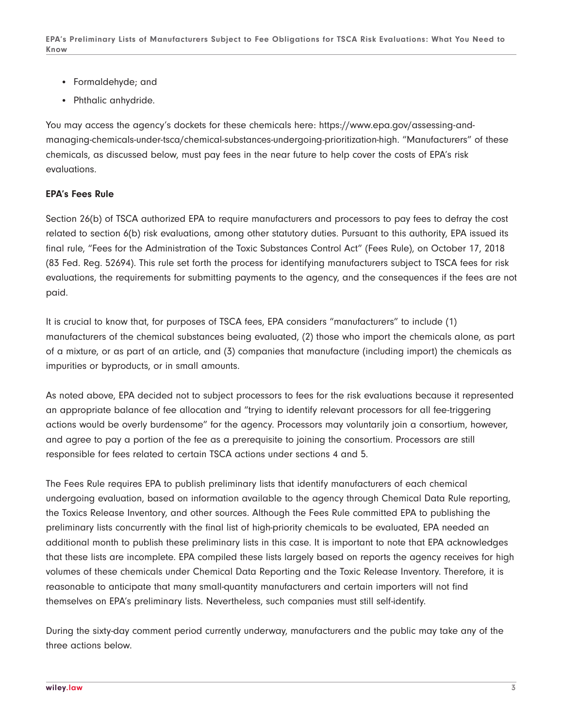- Formaldehyde; and
- Phthalic anhydride.

You may access the agency's dockets for these chemicals here: https://www.epa.gov/assessing-and-managing-chemicals-under-tsca/chemical-substances-undergoing-prioritization-high. "Manufacturers" of these chemicals, as discussed below, must pay fees in the near future to help cover the costs of EPA's risk evaluations.

**EPA's Fees Rule**

Section 26(b) of TSCA authorized EPA to require manufacturers and processors to pay fees to defray the cost related to section 6(b) risk evaluations, among other statutory duties. Pursuant to this authority, EPA issued its final rule, "Fees for the Administration of the Toxic Substances Control Act" (Fees Rule), on October 17, 2018 (83 Fed. Reg. 52694). This rule set forth the process for identifying manufacturers subject to TSCA fees for risk evaluations, the requirements for submitting payments to the agency, and the consequences if the fees are not paid.

It is crucial to know that, for purposes of TSCA fees, EPA considers "manufacturers" to include (1) manufacturers of the chemical substances being evaluated, (2) those who import the chemicals alone, as part of a mixture, or as part of an article, and (3) companies that manufacture (including import) the chemicals as impurities or byproducts, or in small amounts.

As noted above, EPA decided not to subject processors to fees for the risk evaluations because it represented an appropriate balance of fee allocation and "trying to identify relevant processors for all fee-triggering actions would be overly burdensome" for the agency. Processors may voluntarily join a consortium, however, and agree to pay a portion of the fee as a prerequisite to joining the consortium. Processors are still responsible for fees related to certain TSCA actions under sections 4 and 5.

The Fees Rule requires EPA to publish preliminary lists that identify manufacturers of each chemical undergoing evaluation, based on information available to the agency through Chemical Data Rule reporting, the Toxics Release Inventory, and other sources. Although the Fees Rule committed EPA to publishing the preliminary lists concurrently with the final list of high-priority chemicals to be evaluated, EPA needed an additional month to publish these preliminary lists in this case. It is important to note that EPA acknowledges that these lists are incomplete. EPA compiled these lists largely based on reports the agency receives for high volumes of these chemicals under Chemical Data Reporting and the Toxic Release Inventory. Therefore, it is reasonable to anticipate that many small-quantity manufacturers and certain importers will not find themselves on EPA's preliminary lists. Nevertheless, such companies must still self-identify.

During the sixty-day comment period currently underway, manufacturers and the public may take any of the three actions below.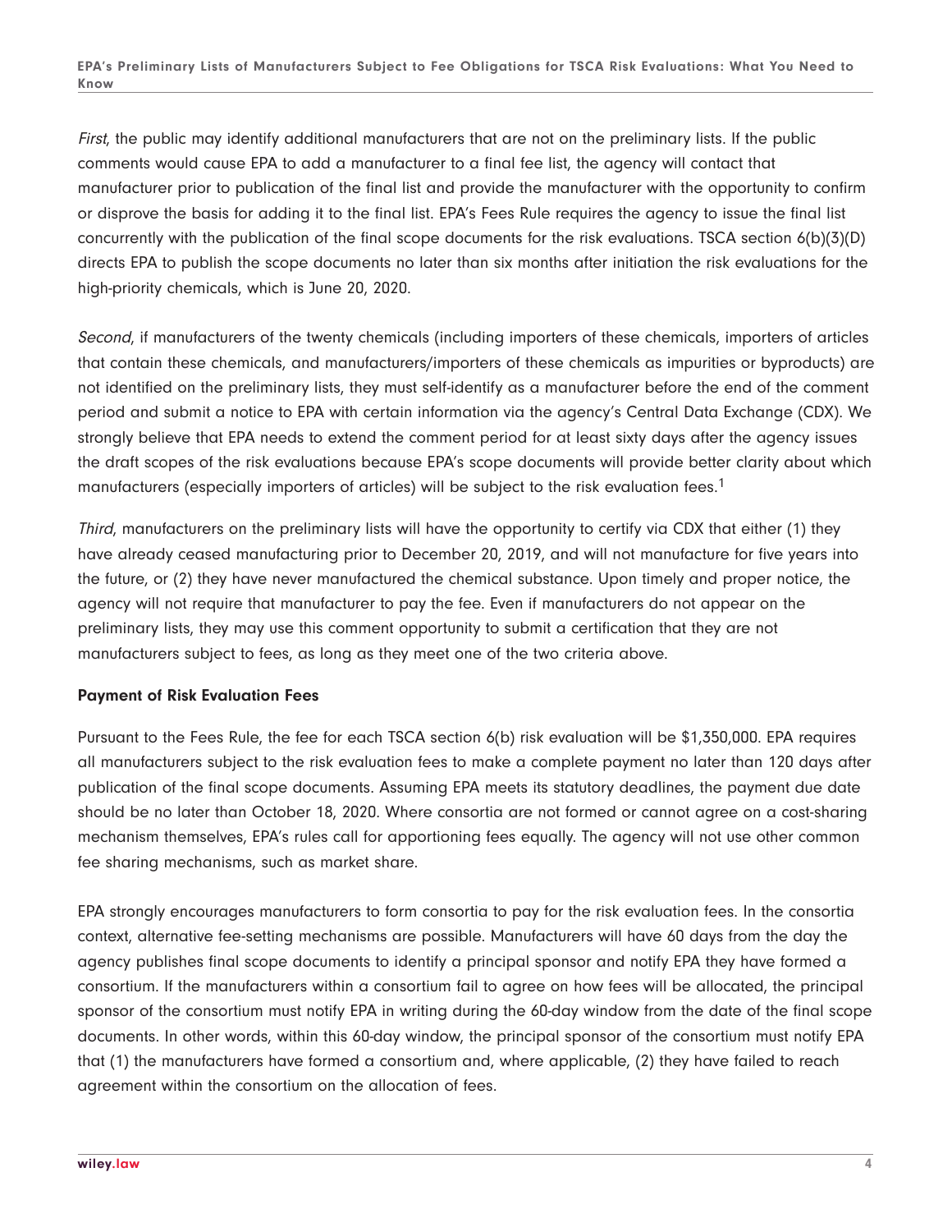*First*, the public may identify additional manufacturers that are not on the preliminary lists. If the public comments would cause EPA to add a manufacturer to a final fee list, the agency will contact that manufacturer prior to publication of the final list and provide the manufacturer with the opportunity to confirm or disprove the basis for adding it to the final list. EPA's Fees Rule requires the agency to issue the final list concurrently with the publication of the final scope documents for the risk evaluations. TSCA section 6(b)(3)(D) directs EPA to publish the scope documents no later than six months after initiation the risk evaluations for the high-priority chemicals, which is June 20, 2020.

*Second*, if manufacturers of the twenty chemicals (including importers of these chemicals, importers of articles that contain these chemicals, and manufacturers/importers of these chemicals as impurities or byproducts) are not identified on the preliminary lists, they must self-identify as a manufacturer before the end of the comment period and submit a notice to EPA with certain information via the agency's Central Data Exchange (CDX). We strongly believe that EPA needs to extend the comment period for at least sixty days after the agency issues the draft scopes of the risk evaluations because EPA's scope documents will provide better clarity about which manufacturers (especially importers of articles) will be subject to the risk evaluation fees.[1]

*Third*, manufacturers on the preliminary lists will have the opportunity to certify via CDX that either (1) they have already ceased manufacturing prior to December 20, 2019, and will not manufacture for five years into the future, or (2) they have never manufactured the chemical substance. Upon timely and proper notice, the agency will not require that manufacturer to pay the fee. Even if manufacturers do not appear on the preliminary lists, they may use this comment opportunity to submit a certification that they are not manufacturers subject to fees, as long as they meet one of the two criteria above.

**Payment of Risk Evaluation Fees**

Pursuant to the Fees Rule, the fee for each TSCA section 6(b) risk evaluation will be $1,350,000. EPA requires all manufacturers subject to the risk evaluation fees to make a complete payment no later than 120 days after publication of the final scope documents. Assuming EPA meets its statutory deadlines, the payment due date should be no later than October 18, 2020. Where consortia are not formed or cannot agree on a cost-sharing mechanism themselves, EPA's rules call for apportioning fees equally. The agency will not use other common fee sharing mechanisms, such as market share.

EPA strongly encourages manufacturers to form consortia to pay for the risk evaluation fees. In the consortia context, alternative fee-setting mechanisms are possible. Manufacturers will have 60 days from the day the agency publishes final scope documents to identify a principal sponsor and notify EPA they have formed a consortium. If the manufacturers within a consortium fail to agree on how fees will be allocated, the principal sponsor of the consortium must notify EPA in writing during the 60-day window from the date of the final scope documents. In other words, within this 60-day window, the principal sponsor of the consortium must notify EPA that (1) the manufacturers have formed a consortium and, where applicable, (2) they have failed to reach agreement within the consortium on the allocation of fees.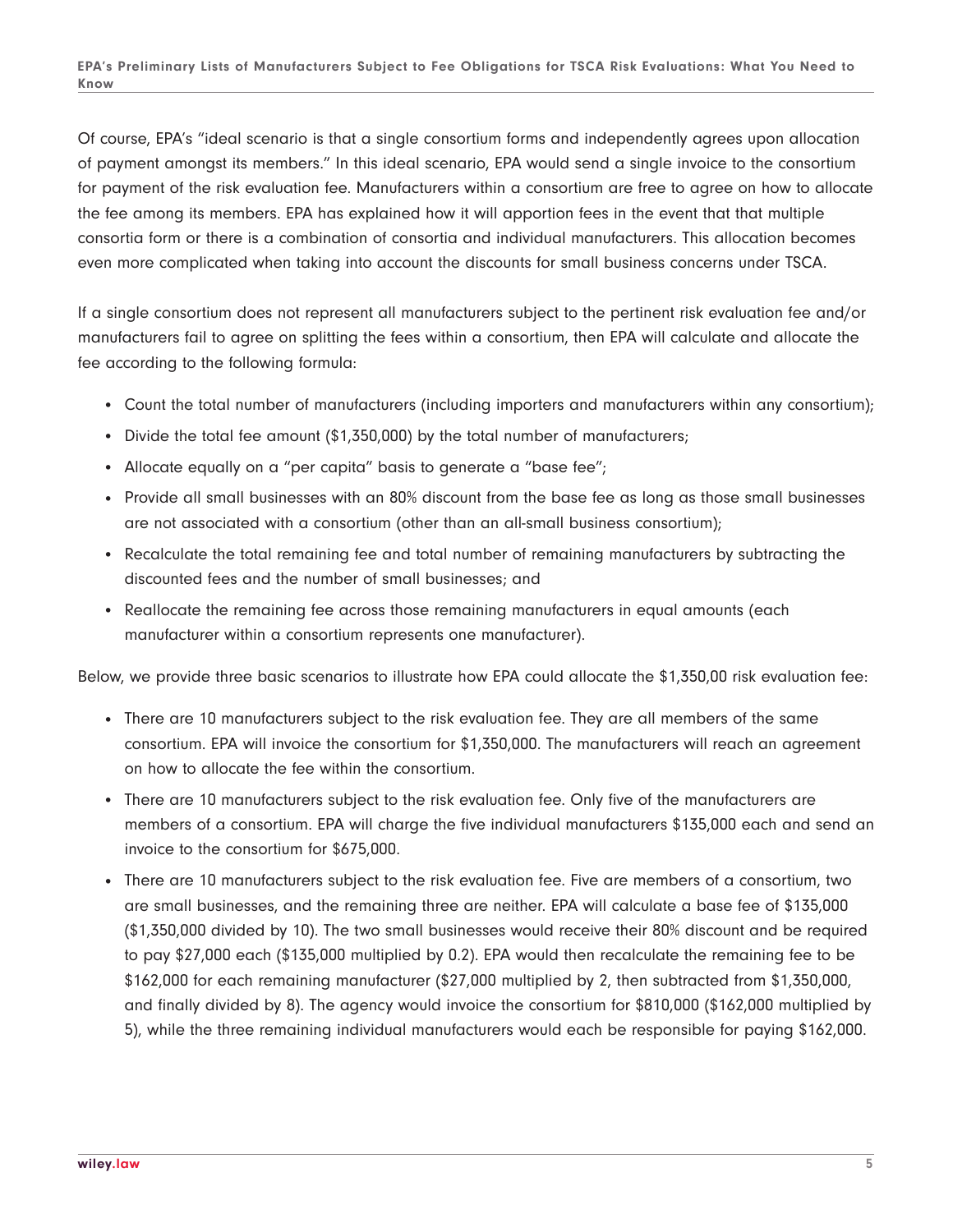Of course, EPA's "ideal scenario is that a single consortium forms and independently agrees upon allocation of payment amongst its members." In this ideal scenario, EPA would send a single invoice to the consortium for payment of the risk evaluation fee. Manufacturers within a consortium are free to agree on how to allocate the fee among its members. EPA has explained how it will apportion fees in the event that that multiple consortia form or there is a combination of consortia and individual manufacturers. This allocation becomes even more complicated when taking into account the discounts for small business concerns under TSCA.

If a single consortium does not represent all manufacturers subject to the pertinent risk evaluation fee and/or manufacturers fail to agree on splitting the fees within a consortium, then EPA will calculate and allocate the fee according to the following formula:

- Count the total number of manufacturers (including importers and manufacturers within any consortium);
- Divide the total fee amount ($1,350,000) by the total number of manufacturers;
- Allocate equally on a "per capita" basis to generate a "base fee";
- Provide all small businesses with an 80% discount from the base fee as long as those small businesses are not associated with a consortium (other than an all-small business consortium);
- Recalculate the total remaining fee and total number of remaining manufacturers by subtracting the discounted fees and the number of small businesses; and
- Reallocate the remaining fee across those remaining manufacturers in equal amounts (each manufacturer within a consortium represents one manufacturer).

Below, we provide three basic scenarios to illustrate how EPA could allocate the $1,350,00 risk evaluation fee:

- There are 10 manufacturers subject to the risk evaluation fee. They are all members of the same consortium. EPA will invoice the consortium for $1,350,000. The manufacturers will reach an agreement on how to allocate the fee within the consortium.
- There are 10 manufacturers subject to the risk evaluation fee. Only five of the manufacturers are members of a consortium. EPA will charge the five individual manufacturers $135,000 each and send an invoice to the consortium for $675,000.
- There are 10 manufacturers subject to the risk evaluation fee. Five are members of a consortium, two are small businesses, and the remaining three are neither. EPA will calculate a base fee of $135,000 ($1,350,000 divided by 10). The two small businesses would receive their 80% discount and be required to pay $27,000 each ($135,000 multiplied by 0.2). EPA would then recalculate the remaining fee to be $162,000 for each remaining manufacturer ($27,000 multiplied by 2, then subtracted from $1,350,000, and finally divided by 8). The agency would invoice the consortium for $810,000 ($162,000 multiplied by 5), while the three remaining individual manufacturers would each be responsible for paying $162,000.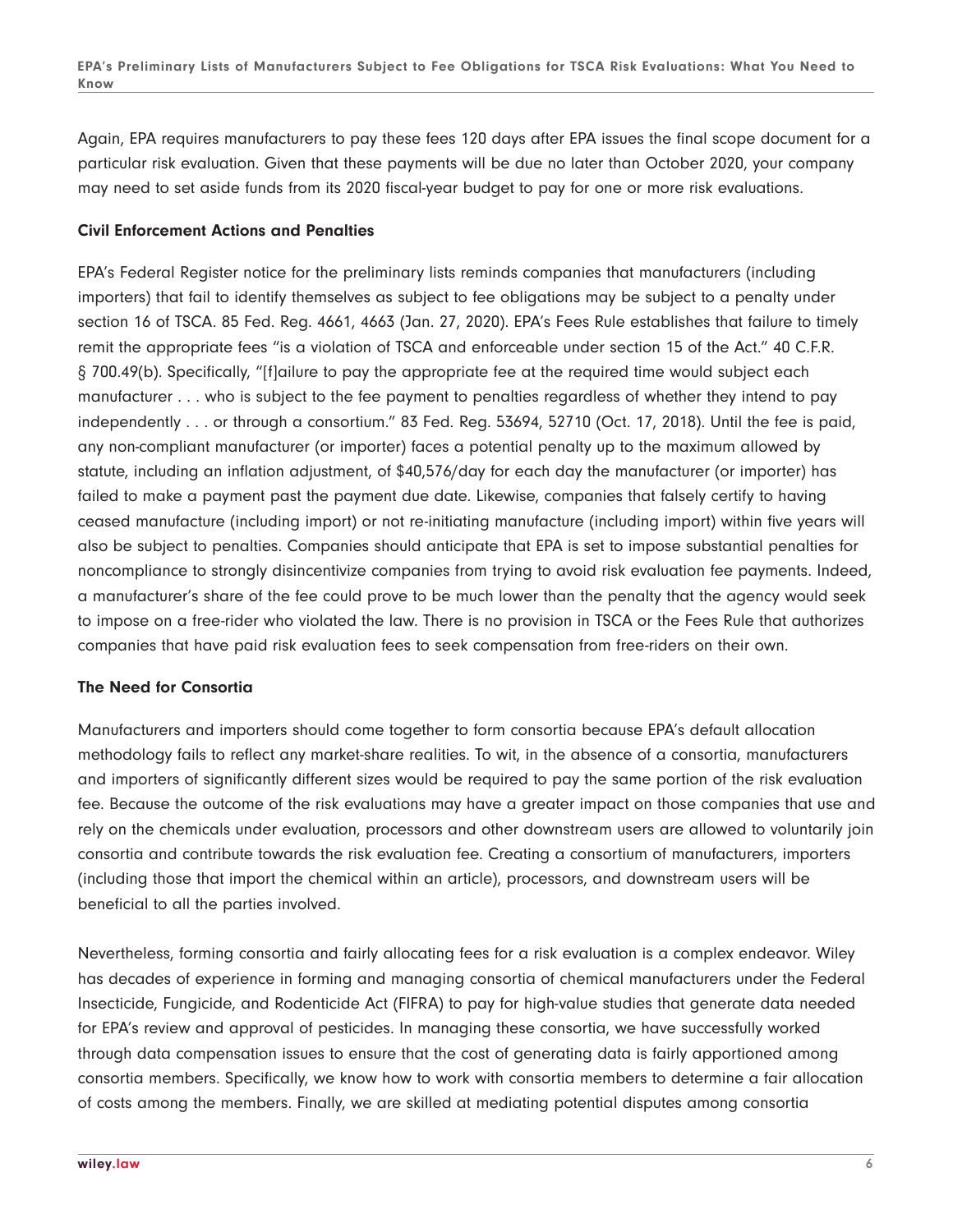Again, EPA requires manufacturers to pay these fees 120 days after EPA issues the final scope document for a particular risk evaluation. Given that these payments will be due no later than October 2020, your company may need to set aside funds from its 2020 fiscal-year budget to pay for one or more risk evaluations.

**Civil Enforcement Actions and Penalties**

EPA's Federal Register notice for the preliminary lists reminds companies that manufacturers (including importers) that fail to identify themselves as subject to fee obligations may be subject to a penalty under section 16 of TSCA. 85 Fed. Reg. 4661, 4663 (Jan. 27, 2020). EPA's Fees Rule establishes that failure to timely remit the appropriate fees "is a violation of TSCA and enforceable under section 15 of the Act." 40 C.F.R. § 700.49(b). Specifically, "[f]ailure to pay the appropriate fee at the required time would subject each manufacturer . . . who is subject to the fee payment to penalties regardless of whether they intend to pay independently . . . or through a consortium." 83 Fed. Reg. 53694, 52710 (Oct. 17, 2018). Until the fee is paid, any non-compliant manufacturer (or importer) faces a potential penalty up to the maximum allowed by statute, including an inflation adjustment, of $40,576/day for each day the manufacturer (or importer) has failed to make a payment past the payment due date. Likewise, companies that falsely certify to having ceased manufacture (including import) or not re-initiating manufacture (including import) within five years will also be subject to penalties. Companies should anticipate that EPA is set to impose substantial penalties for noncompliance to strongly disincentivize companies from trying to avoid risk evaluation fee payments. Indeed, a manufacturer's share of the fee could prove to be much lower than the penalty that the agency would seek to impose on a free-rider who violated the law. There is no provision in TSCA or the Fees Rule that authorizes companies that have paid risk evaluation fees to seek compensation from free-riders on their own.

**The Need for Consortia**

Manufacturers and importers should come together to form consortia because EPA's default allocation methodology fails to reflect any market-share realities. To wit, in the absence of a consortia, manufacturers and importers of significantly different sizes would be required to pay the same portion of the risk evaluation fee. Because the outcome of the risk evaluations may have a greater impact on those companies that use and rely on the chemicals under evaluation, processors and other downstream users are allowed to voluntarily join consortia and contribute towards the risk evaluation fee. Creating a consortium of manufacturers, importers (including those that import the chemical within an article), processors, and downstream users will be beneficial to all the parties involved.

Nevertheless, forming consortia and fairly allocating fees for a risk evaluation is a complex endeavor. Wiley has decades of experience in forming and managing consortia of chemical manufacturers under the Federal Insecticide, Fungicide, and Rodenticide Act (FIFRA) to pay for high-value studies that generate data needed for EPA's review and approval of pesticides. In managing these consortia, we have successfully worked through data compensation issues to ensure that the cost of generating data is fairly apportioned among consortia members. Specifically, we know how to work with consortia members to determine a fair allocation of costs among the members. Finally, we are skilled at mediating potential disputes among consortia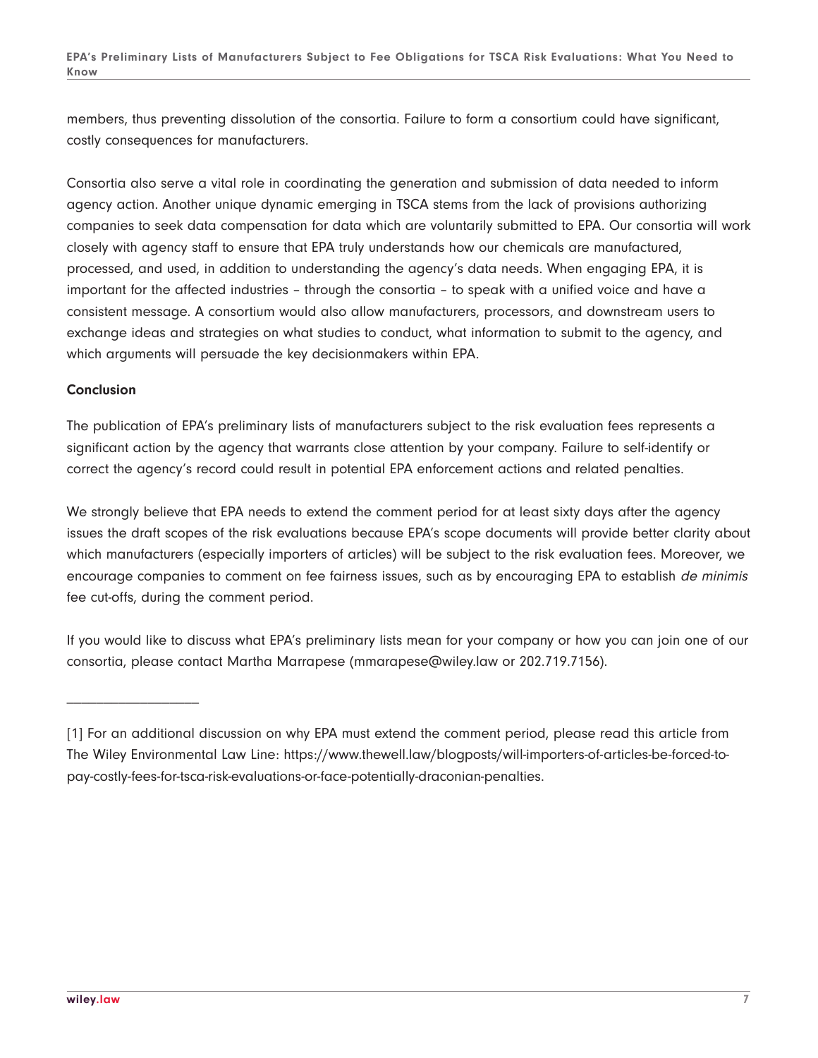members, thus preventing dissolution of the consortia. Failure to form a consortium could have significant, costly consequences for manufacturers.

Consortia also serve a vital role in coordinating the generation and submission of data needed to inform agency action. Another unique dynamic emerging in TSCA stems from the lack of provisions authorizing companies to seek data compensation for data which are voluntarily submitted to EPA. Our consortia will work closely with agency staff to ensure that EPA truly understands how our chemicals are manufactured, processed, and used, in addition to understanding the agency's data needs. When engaging EPA, it is important for the affected industries – through the consortia – to speak with a unified voice and have a consistent message. A consortium would also allow manufacturers, processors, and downstream users to exchange ideas and strategies on what studies to conduct, what information to submit to the agency, and which arguments will persuade the key decisionmakers within EPA.

**Conclusion**

The publication of EPA's preliminary lists of manufacturers subject to the risk evaluation fees represents a significant action by the agency that warrants close attention by your company. Failure to self-identify or correct the agency's record could result in potential EPA enforcement actions and related penalties.

We strongly believe that EPA needs to extend the comment period for at least sixty days after the agency issues the draft scopes of the risk evaluations because EPA's scope documents will provide better clarity about which manufacturers (especially importers of articles) will be subject to the risk evaluation fees. Moreover, we encourage companies to comment on fee fairness issues, such as by encouraging EPA to establish *de minimis* fee cut-offs, during the comment period.

If you would like to discuss what EPA's preliminary lists mean for your company or how you can join one of our consortia, please contact Martha Marrapese (mmarapese@wiley.law or 202.719.7156).

---

[1] For an additional discussion on why EPA must extend the comment period, please read this article from The Wiley Environmental Law Line: https://www.thewell.law/blogposts/will-importers-of-articles-be-forced-to-pay-costly-fees-for-tsca-risk-evaluations-or-face-potentially-draconian-penalties.